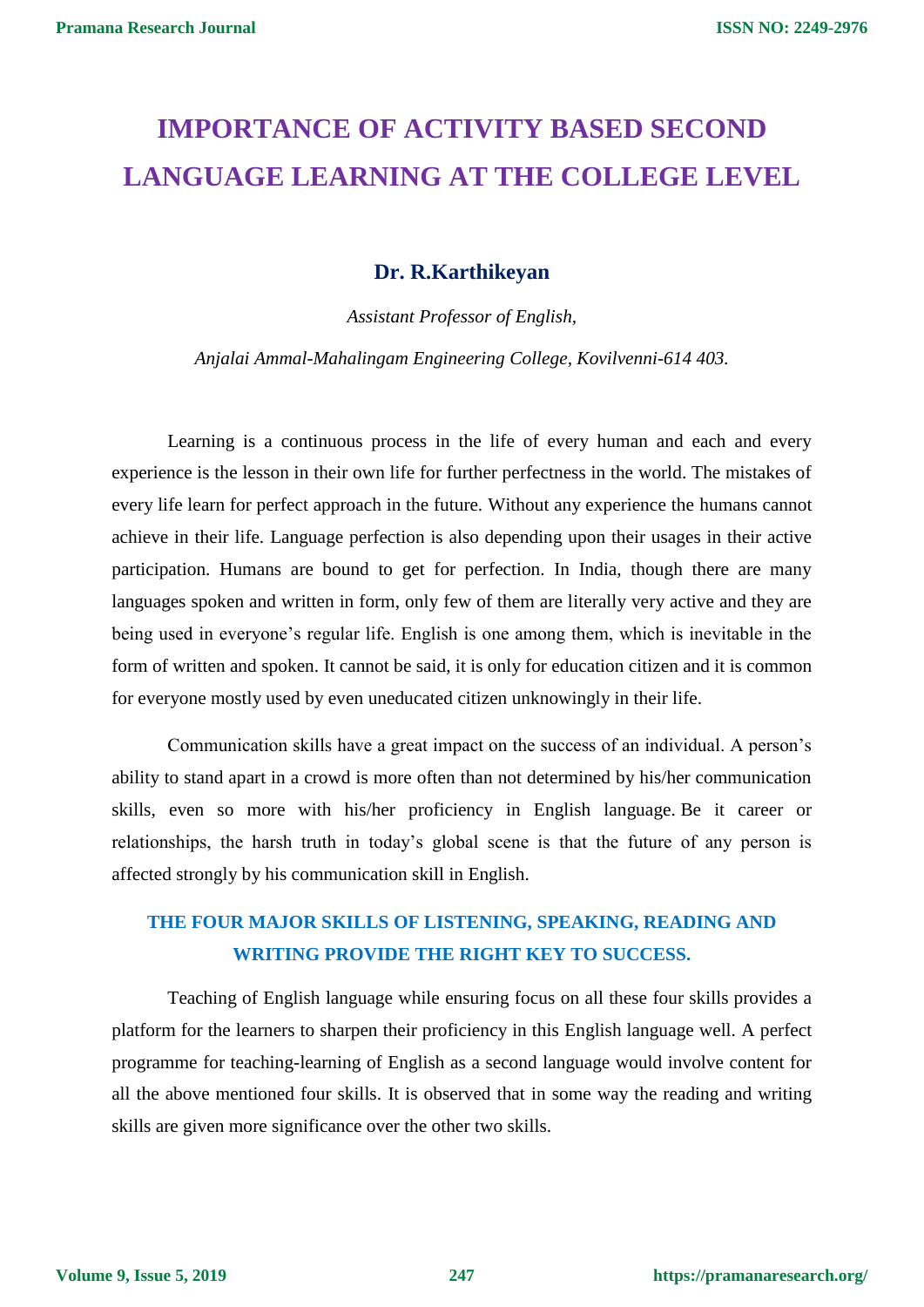# IMPORTANCE OF ACTIVITY BASED SECOND LANGUAGE LEARNING AT THE COLLEGE LEVEL

**Dr. R.Karthikeyan**

*Assistant Professor of English,*

*Anjalai Ammal-Mahalingam Engineering College, Kovilvenni-614 403.*

Learning is a continuous process in the life of every human and each and every experience is the lesson in their own life for further perfectness in the world. The mistakes of every life learn for perfect approach in the future. Without any experience the humans cannot achieve in their life. Language perfection is also depending upon their usages in their active participation. Humans are bound to get for perfection. In India, though there are many languages spoken and written in form, only few of them are literally very active and they are being used in everyone's regular life. English is one among them, which is inevitable in the form of written and spoken. It cannot be said, it is only for education citizen and it is common for everyone mostly used by even uneducated citizen unknowingly in their life.

Communication skills have a great impact on the success of an individual. A person's ability to stand apart in a crowd is more often than not determined by his/her communication skills, even so more with his/her proficiency in English language. Be it career or relationships, the harsh truth in today's global scene is that the future of any person is affected strongly by his communication skill in English.

## THE FOUR MAJOR SKILLS OF LISTENING, SPEAKING, READING AND WRITING PROVIDE THE RIGHT KEY TO SUCCESS.

Teaching of English language while ensuring focus on all these four skills provides a platform for the learners to sharpen their proficiency in this English language well. A perfect programme for teaching-learning of English as a second language would involve content for all the above mentioned four skills. It is observed that in some way the reading and writing skills are given more significance over the other two skills.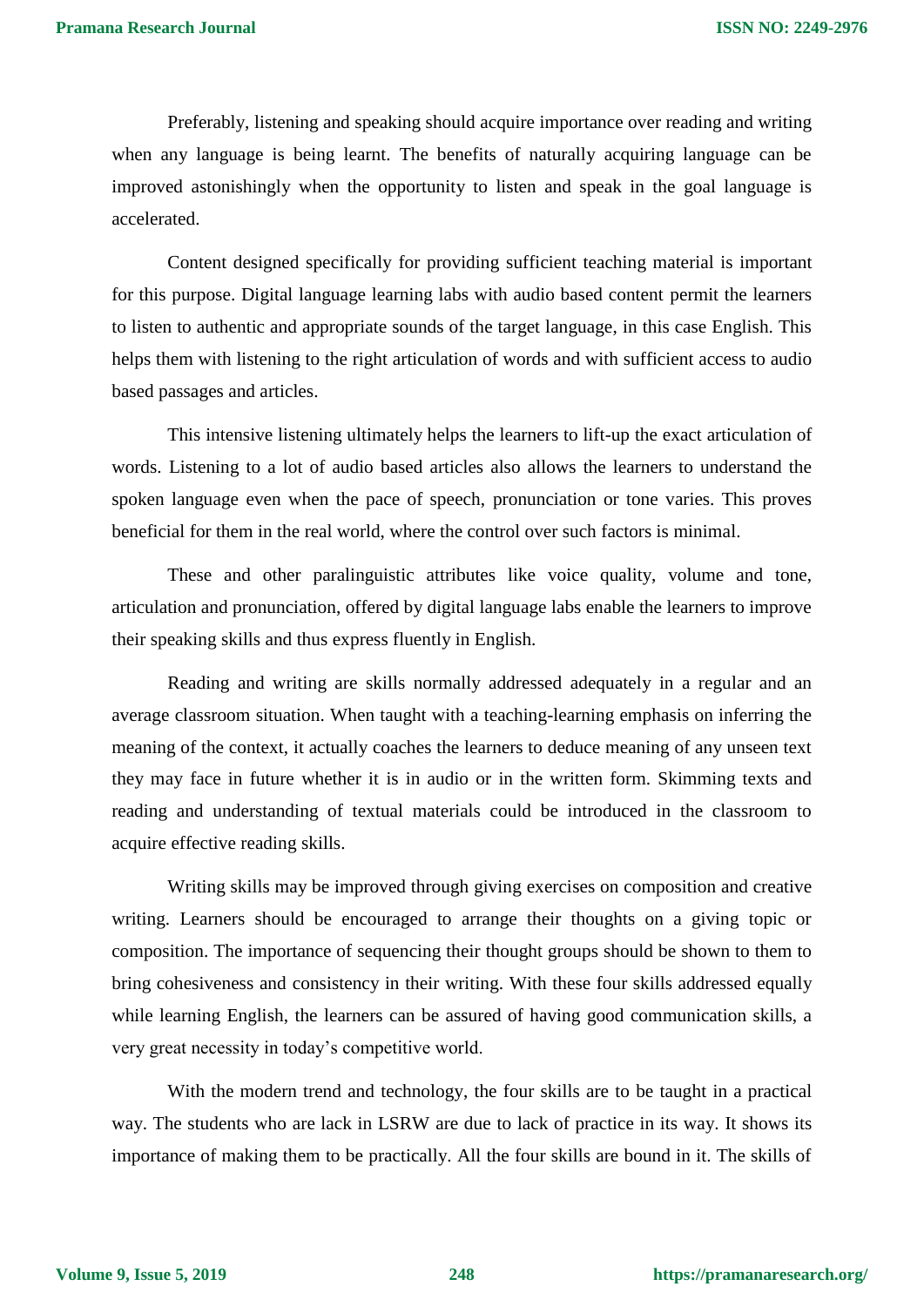Preferably, listening and speaking should acquire importance over reading and writing when any language is being learnt. The benefits of naturally acquiring language can be improved astonishingly when the opportunity to listen and speak in the goal language is accelerated.

Content designed specifically for providing sufficient teaching material is important for this purpose. Digital language learning labs with audio based content permit the learners to listen to authentic and appropriate sounds of the target language, in this case English. This helps them with listening to the right articulation of words and with sufficient access to audio based passages and articles.

This intensive listening ultimately helps the learners to lift-up the exact articulation of words. Listening to a lot of audio based articles also allows the learners to understand the spoken language even when the pace of speech, pronunciation or tone varies. This proves beneficial for them in the real world, where the control over such factors is minimal.

These and other paralinguistic attributes like voice quality, volume and tone, articulation and pronunciation, offered by digital language labs enable the learners to improve their speaking skills and thus express fluently in English.

Reading and writing are skills normally addressed adequately in a regular and an average classroom situation. When taught with a teaching-learning emphasis on inferring the meaning of the context, it actually coaches the learners to deduce meaning of any unseen text they may face in future whether it is in audio or in the written form. Skimming texts and reading and understanding of textual materials could be introduced in the classroom to acquire effective reading skills.

Writing skills may be improved through giving exercises on composition and creative writing. Learners should be encouraged to arrange their thoughts on a giving topic or composition. The importance of sequencing their thought groups should be shown to them to bring cohesiveness and consistency in their writing. With these four skills addressed equally while learning English, the learners can be assured of having good communication skills, a very great necessity in today's competitive world.

With the modern trend and technology, the four skills are to be taught in a practical way. The students who are lack in LSRW are due to lack of practice in its way. It shows its importance of making them to be practically. All the four skills are bound in it. The skills of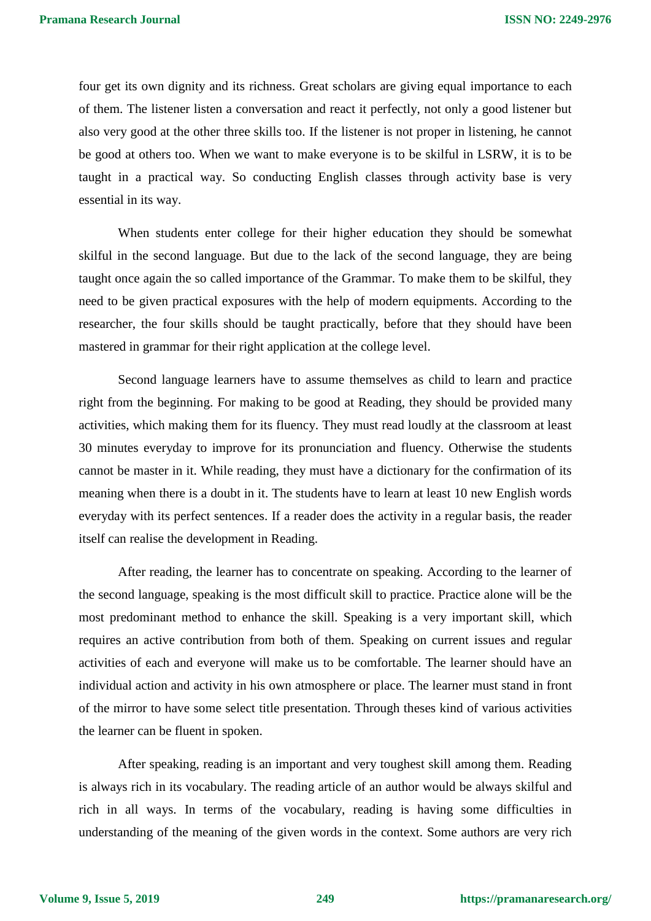four get its own dignity and its richness. Great scholars are giving equal importance to each of them. The listener listen a conversation and react it perfectly, not only a good listener but also very good at the other three skills too. If the listener is not proper in listening, he cannot be good at others too. When we want to make everyone is to be skilful in LSRW, it is to be taught in a practical way. So conducting English classes through activity base is very essential in its way.

When students enter college for their higher education they should be somewhat skilful in the second language. But due to the lack of the second language, they are being taught once again the so called importance of the Grammar. To make them to be skilful, they need to be given practical exposures with the help of modern equipments. According to the researcher, the four skills should be taught practically, before that they should have been mastered in grammar for their right application at the college level.

Second language learners have to assume themselves as child to learn and practice right from the beginning. For making to be good at Reading, they should be provided many activities, which making them for its fluency. They must read loudly at the classroom at least 30 minutes everyday to improve for its pronunciation and fluency. Otherwise the students cannot be master in it. While reading, they must have a dictionary for the confirmation of its meaning when there is a doubt in it. The students have to learn at least 10 new English words everyday with its perfect sentences. If a reader does the activity in a regular basis, the reader itself can realise the development in Reading.

After reading, the learner has to concentrate on speaking. According to the learner of the second language, speaking is the most difficult skill to practice. Practice alone will be the most predominant method to enhance the skill. Speaking is a very important skill, which requires an active contribution from both of them. Speaking on current issues and regular activities of each and everyone will make us to be comfortable. The learner should have an individual action and activity in his own atmosphere or place. The learner must stand in front of the mirror to have some select title presentation. Through theses kind of various activities the learner can be fluent in spoken.

After speaking, reading is an important and very toughest skill among them. Reading is always rich in its vocabulary. The reading article of an author would be always skilful and rich in all ways. In terms of the vocabulary, reading is having some difficulties in understanding of the meaning of the given words in the context. Some authors are very rich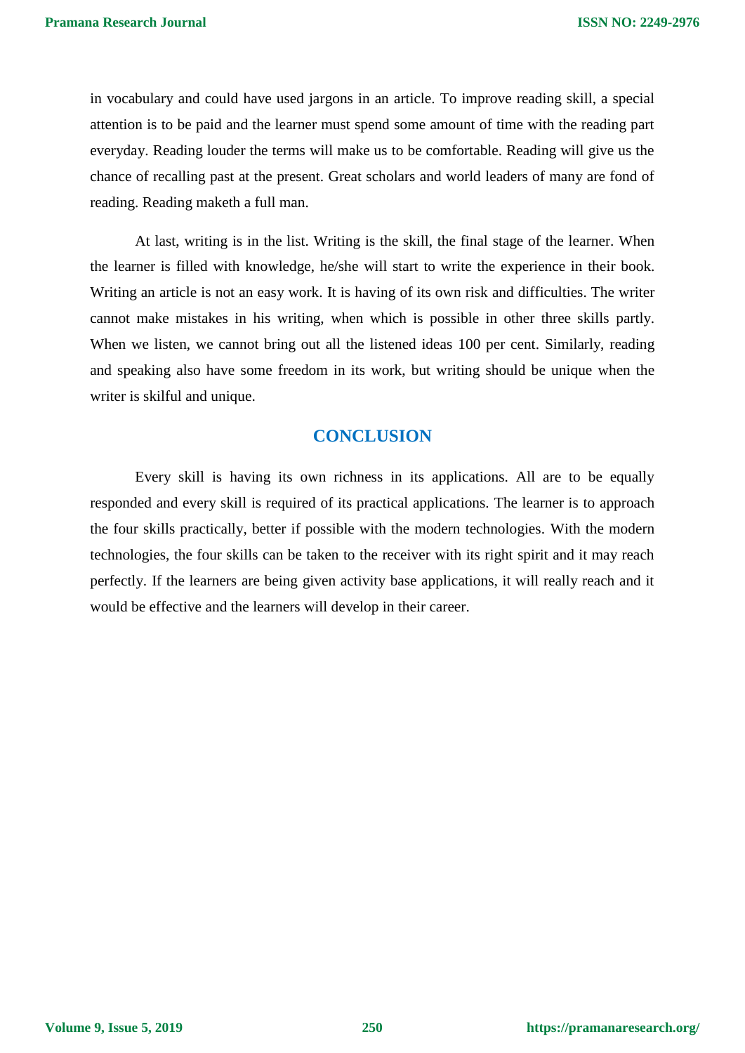in vocabulary and could have used jargons in an article. To improve reading skill, a special attention is to be paid and the learner must spend some amount of time with the reading part everyday. Reading louder the terms will make us to be comfortable. Reading will give us the chance of recalling past at the present. Great scholars and world leaders of many are fond of reading. Reading maketh a full man.

At last, writing is in the list. Writing is the skill, the final stage of the learner. When the learner is filled with knowledge, he/she will start to write the experience in their book. Writing an article is not an easy work. It is having of its own risk and difficulties. The writer cannot make mistakes in his writing, when which is possible in other three skills partly. When we listen, we cannot bring out all the listened ideas 100 per cent. Similarly, reading and speaking also have some freedom in its work, but writing should be unique when the writer is skilful and unique.

## CONCLUSION

Every skill is having its own richness in its applications. All are to be equally responded and every skill is required of its practical applications. The learner is to approach the four skills practically, better if possible with the modern technologies. With the modern technologies, the four skills can be taken to the receiver with its right spirit and it may reach perfectly. If the learners are being given activity base applications, it will really reach and it would be effective and the learners will develop in their career.